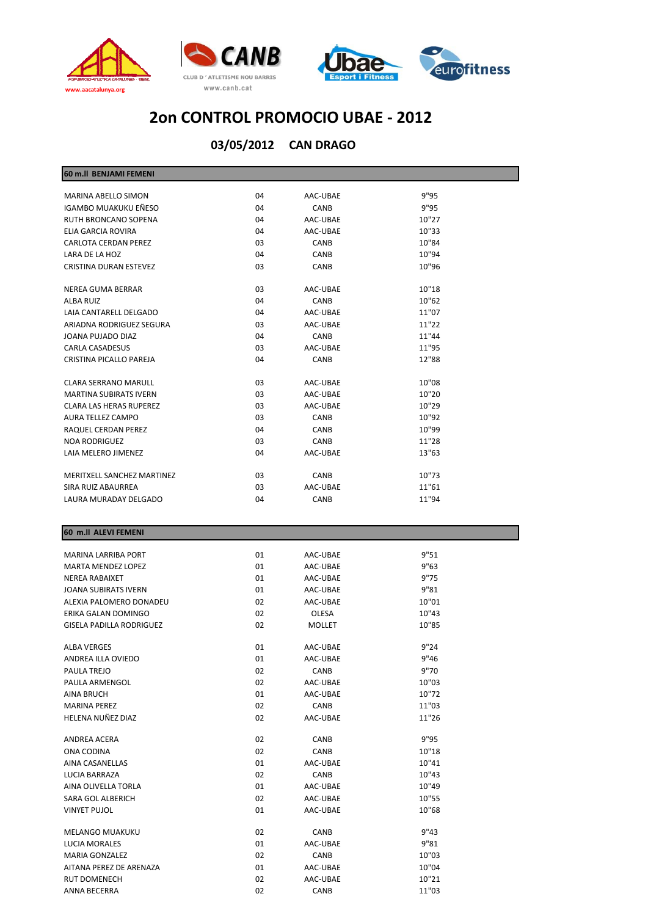# 2on CONTROL PROMOCIO UBAE - 2012

## 03/05/2012 CAN DRAGO

### 60 m.ll BENJAMI FEMENI

| | | | |
|---|---|---|---|
| MARINA ABELLO SIMON | 04 | AAC-UBAE | 9"95 |
| IGAMBO MUAKUKU EÑESO | 04 | CANB | 9"95 |
| RUTH BRONCANO SOPENA | 04 | AAC-UBAE | 10"27 |
| ELIA GARCIA ROVIRA | 04 | AAC-UBAE | 10"33 |
| CARLOTA CERDAN PEREZ | 03 | CANB | 10"84 |
| LARA DE LA HOZ | 04 | CANB | 10"94 |
| CRISTINA DURAN ESTEVEZ | 03 | CANB | 10"96 |
| | | | |
| NEREA GUMA BERRAR | 03 | AAC-UBAE | 10"18 |
| ALBA RUIZ | 04 | CANB | 10"62 |
| LAIA CANTARELL DELGADO | 04 | AAC-UBAE | 11"07 |
| ARIADNA RODRIGUEZ SEGURA | 03 | AAC-UBAE | 11"22 |
| JOANA PUJADO DIAZ | 04 | CANB | 11"44 |
| CARLA CASADESUS | 03 | AAC-UBAE | 11"95 |
| CRISTINA PICALLO PAREJA | 04 | CANB | 12"88 |
| | | | |
| CLARA SERRANO MARULL | 03 | AAC-UBAE | 10"08 |
| MARTINA SUBIRATS IVERN | 03 | AAC-UBAE | 10"20 |
| CLARA LAS HERAS RUPEREZ | 03 | AAC-UBAE | 10"29 |
| AURA TELLEZ CAMPO | 03 | CANB | 10"92 |
| RAQUEL CERDAN PEREZ | 04 | CANB | 10"99 |
| NOA RODRIGUEZ | 03 | CANB | 11"28 |
| LAIA MELERO JIMENEZ | 04 | AAC-UBAE | 13"63 |
| | | | |
| MERITXELL SANCHEZ MARTINEZ | 03 | CANB | 10"73 |
| SIRA RUIZ ABAURREA | 03 | AAC-UBAE | 11"61 |
| LAURA MURADAY DELGADO | 04 | CANB | 11"94 |

### 60 m.ll ALEVI FEMENI

| | | | |
|---|---|---|---|
| MARINA LARRIBA PORT | 01 | AAC-UBAE | 9"51 |
| MARTA MENDEZ LOPEZ | 01 | AAC-UBAE | 9"63 |
| NEREA RABAIXET | 01 | AAC-UBAE | 9"75 |
| JOANA SUBIRATS IVERN | 01 | AAC-UBAE | 9"81 |
| ALEXIA PALOMERO DONADEU | 02 | AAC-UBAE | 10"01 |
| ERIKA GALAN DOMINGO | 02 | OLESA | 10"43 |
| GISELA PADILLA RODRIGUEZ | 02 | MOLLET | 10"85 |
| | | | |
| ALBA VERGES | 01 | AAC-UBAE | 9"24 |
| ANDREA ILLA OVIEDO | 01 | AAC-UBAE | 9"46 |
| PAULA TREJO | 02 | CANB | 9"70 |
| PAULA ARMENGOL | 02 | AAC-UBAE | 10"03 |
| AINA BRUCH | 01 | AAC-UBAE | 10"72 |
| MARINA PEREZ | 02 | CANB | 11"03 |
| HELENA NUÑEZ DIAZ | 02 | AAC-UBAE | 11"26 |
| | | | |
| ANDREA ACERA | 02 | CANB | 9"95 |
| ONA CODINA | 02 | CANB | 10"18 |
| AINA CASANELLAS | 01 | AAC-UBAE | 10"41 |
| LUCIA BARRAZA | 02 | CANB | 10"43 |
| AINA OLIVELLA TORLA | 01 | AAC-UBAE | 10"49 |
| SARA GOL ALBERICH | 02 | AAC-UBAE | 10"55 |
| VINYET PUJOL | 01 | AAC-UBAE | 10"68 |
| | | | |
| MELANGO MUAKUKU | 02 | CANB | 9"43 |
| LUCIA MORALES | 01 | AAC-UBAE | 9"81 |
| MARIA GONZALEZ | 02 | CANB | 10"03 |
| AITANA PEREZ DE ARENAZA | 01 | AAC-UBAE | 10"04 |
| RUT DOMENECH | 02 | AAC-UBAE | 10"21 |
| ANNA BECERRA | 02 | CANB | 11"03 |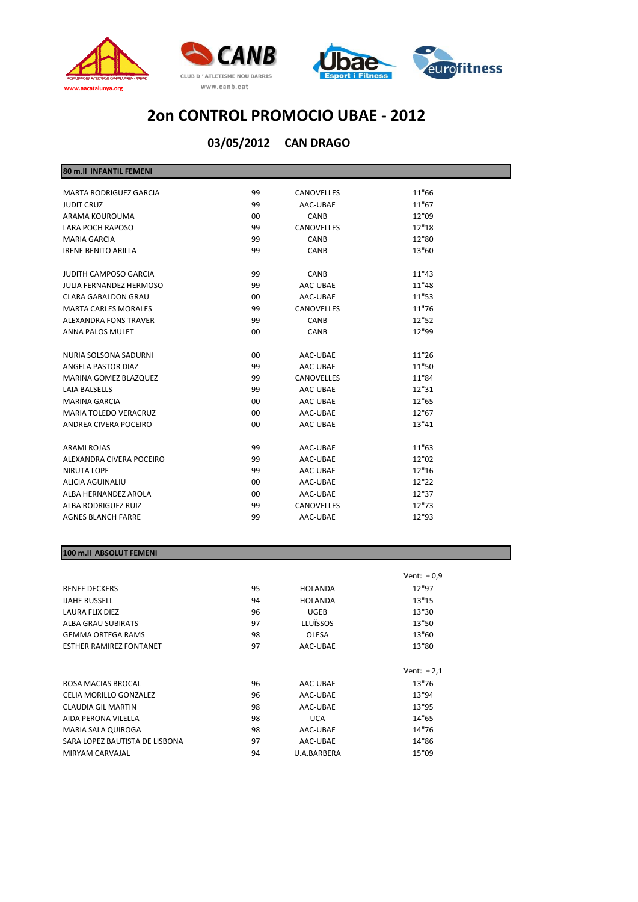# 2on CONTROL PROMOCIO UBAE - 2012

## 03/05/2012 CAN DRAGO

### 80 m.ll INFANTIL FEMENI

| | | | |
|---|---|---|---|
| MARTA RODRIGUEZ GARCIA | 99 | CANOVELLES | 11"66 |
| JUDIT CRUZ | 99 | AAC-UBAE | 11"67 |
| ARAMA KOUROUMA | 00 | CANB | 12"09 |
| LARA POCH RAPOSO | 99 | CANOVELLES | 12"18 |
| MARIA GARCIA | 99 | CANB | 12"80 |
| IRENE BENITO ARILLA | 99 | CANB | 13"60 |
| | | | |
| JUDITH CAMPOSO GARCIA | 99 | CANB | 11"43 |
| JULIA FERNANDEZ HERMOSO | 99 | AAC-UBAE | 11"48 |
| CLARA GABALDON GRAU | 00 | AAC-UBAE | 11"53 |
| MARTA CARLES MORALES | 99 | CANOVELLES | 11"76 |
| ALEXANDRA FONS TRAVER | 99 | CANB | 12"52 |
| ANNA PALOS MULET | 00 | CANB | 12"99 |
| | | | |
| NURIA SOLSONA SADURNI | 00 | AAC-UBAE | 11"26 |
| ANGELA PASTOR DIAZ | 99 | AAC-UBAE | 11"50 |
| MARINA GOMEZ BLAZQUEZ | 99 | CANOVELLES | 11"84 |
| LAIA BALSELLS | 99 | AAC-UBAE | 12"31 |
| MARINA GARCIA | 00 | AAC-UBAE | 12"65 |
| MARIA TOLEDO VERACRUZ | 00 | AAC-UBAE | 12"67 |
| ANDREA CIVERA POCEIRO | 00 | AAC-UBAE | 13"41 |
| | | | |
| ARAMI ROJAS | 99 | AAC-UBAE | 11"63 |
| ALEXANDRA CIVERA POCEIRO | 99 | AAC-UBAE | 12"02 |
| NIRUTA LOPE | 99 | AAC-UBAE | 12"16 |
| ALICIA AGUINALIU | 00 | AAC-UBAE | 12"22 |
| ALBA HERNANDEZ AROLA | 00 | AAC-UBAE | 12"37 |
| ALBA RODRIGUEZ RUIZ | 99 | CANOVELLES | 12"73 |
| AGNES BLANCH FARRE | 99 | AAC-UBAE | 12"93 |

### 100 m.ll ABSOLUT FEMENI

| | | | |
|---|---|---|---|
| | | | Vent: + 0,9 |
| RENEE DECKERS | 95 | HOLANDA | 12"97 |
| IJAHE RUSSELL | 94 | HOLANDA | 13"15 |
| LAURA FLIX DIEZ | 96 | UGEB | 13"30 |
| ALBA GRAU SUBIRATS | 97 | LLUÏSSOS | 13"50 |
| GEMMA ORTEGA RAMS | 98 | OLESA | 13"60 |
| ESTHER RAMIREZ FONTANET | 97 | AAC-UBAE | 13"80 |
| | | | |
| | | | Vent: + 2,1 |
| ROSA MACIAS BROCAL | 96 | AAC-UBAE | 13"76 |
| CELIA MORILLO GONZALEZ | 96 | AAC-UBAE | 13"94 |
| CLAUDIA GIL MARTIN | 98 | AAC-UBAE | 13"95 |
| AIDA PERONA VILELLA | 98 | UCA | 14"65 |
| MARIA SALA QUIROGA | 98 | AAC-UBAE | 14"76 |
| SARA LOPEZ BAUTISTA DE LISBONA | 97 | AAC-UBAE | 14"86 |
| MIRYAM CARVAJAL | 94 | U.A.BARBERA | 15"09 |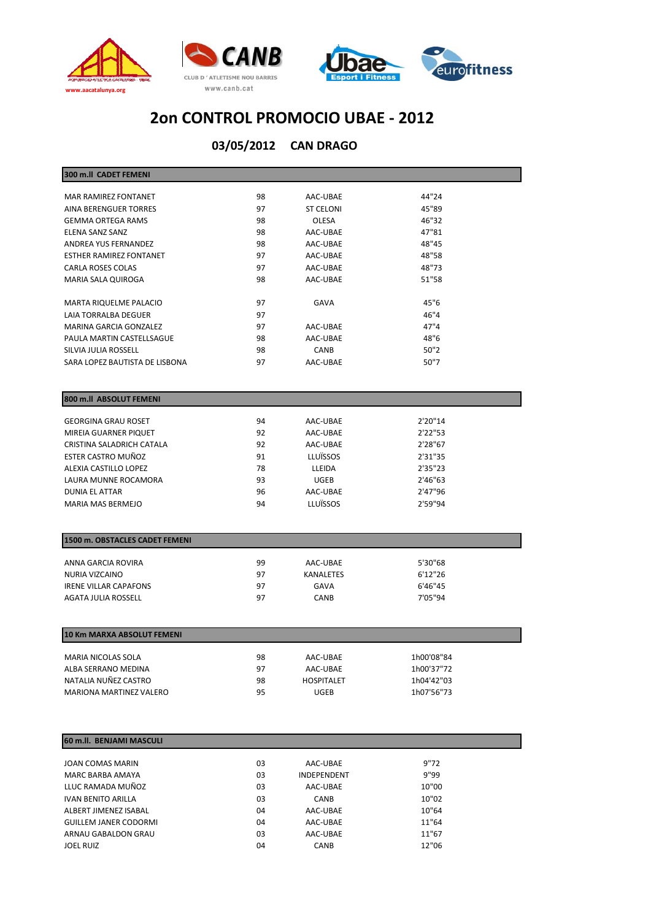# 2on CONTROL PROMOCIO UBAE - 2012

## 03/05/2012 CAN DRAGO

### 300 m.ll CADET FEMENI

| | | | |
|---|---|---|---|
| MAR RAMIREZ FONTANET | 98 | AAC-UBAE | 44"24 |
| AINA BERENGUER TORRES | 97 | ST CELONI | 45"89 |
| GEMMA ORTEGA RAMS | 98 | OLESA | 46"32 |
| ELENA SANZ SANZ | 98 | AAC-UBAE | 47"81 |
| ANDREA YUS FERNANDEZ | 98 | AAC-UBAE | 48"45 |
| ESTHER RAMIREZ FONTANET | 97 | AAC-UBAE | 48"58 |
| CARLA ROSES COLAS | 97 | AAC-UBAE | 48"73 |
| MARIA SALA QUIROGA | 98 | AAC-UBAE | 51"58 |
| | | | |
| MARTA RIQUELME PALACIO | 97 | GAVA | 45"6 |
| LAIA TORRALBA DEGUER | 97 | | 46"4 |
| MARINA GARCIA GONZALEZ | 97 | AAC-UBAE | 47"4 |
| PAULA MARTIN CASTELLSAGUE | 98 | AAC-UBAE | 48"6 |
| SILVIA JULIA ROSSELL | 98 | CANB | 50"2 |
| SARA LOPEZ BAUTISTA DE LISBONA | 97 | AAC-UBAE | 50"7 |

### 800 m.ll ABSOLUT FEMENI

| | | | |
|---|---|---|---|
| GEORGINA GRAU ROSET | 94 | AAC-UBAE | 2'20"14 |
| MIREIA GUARNER PIQUET | 92 | AAC-UBAE | 2'22"53 |
| CRISTINA SALADRICH CATALA | 92 | AAC-UBAE | 2'28"67 |
| ESTER CASTRO MUÑOZ | 91 | LLUÏSSOS | 2'31"35 |
| ALEXIA CASTILLO LOPEZ | 78 | LLEIDA | 2'35"23 |
| LAURA MUNNE ROCAMORA | 93 | UGEB | 2'46"63 |
| DUNIA EL ATTAR | 96 | AAC-UBAE | 2'47"96 |
| MARIA MAS BERMEJO | 94 | LLUÏSSOS | 2'59"94 |

### 1500 m. OBSTACLES CADET FEMENI

| | | | |
|---|---|---|---|
| ANNA GARCIA ROVIRA | 99 | AAC-UBAE | 5'30"68 |
| NURIA VIZCAINO | 97 | KANALETES | 6'12"26 |
| IRENE VILLAR CAPAFONS | 97 | GAVA | 6'46"45 |
| AGATA JULIA ROSSELL | 97 | CANB | 7'05"94 |

### 10 Km MARXA ABSOLUT FEMENI

| | | | |
|---|---|---|---|
| MARIA NICOLAS SOLA | 98 | AAC-UBAE | 1h00'08"84 |
| ALBA SERRANO MEDINA | 97 | AAC-UBAE | 1h00'37"72 |
| NATALIA NUÑEZ CASTRO | 98 | HOSPITALET | 1h04'42"03 |
| MARIONA MARTINEZ VALERO | 95 | UGEB | 1h07'56"73 |

### 60 m.ll. BENJAMI MASCULI

| | | | |
|---|---|---|---|
| JOAN COMAS MARIN | 03 | AAC-UBAE | 9"72 |
| MARC BARBA AMAYA | 03 | INDEPENDENT | 9"99 |
| LLUC RAMADA MUÑOZ | 03 | AAC-UBAE | 10"00 |
| IVAN BENITO ARILLA | 03 | CANB | 10"02 |
| ALBERT JIMENEZ ISABAL | 04 | AAC-UBAE | 10"64 |
| GUILLEM JANER CODORMI | 04 | AAC-UBAE | 11"64 |
| ARNAU GABALDON GRAU | 03 | AAC-UBAE | 11"67 |
| JOEL RUIZ | 04 | CANB | 12"06 |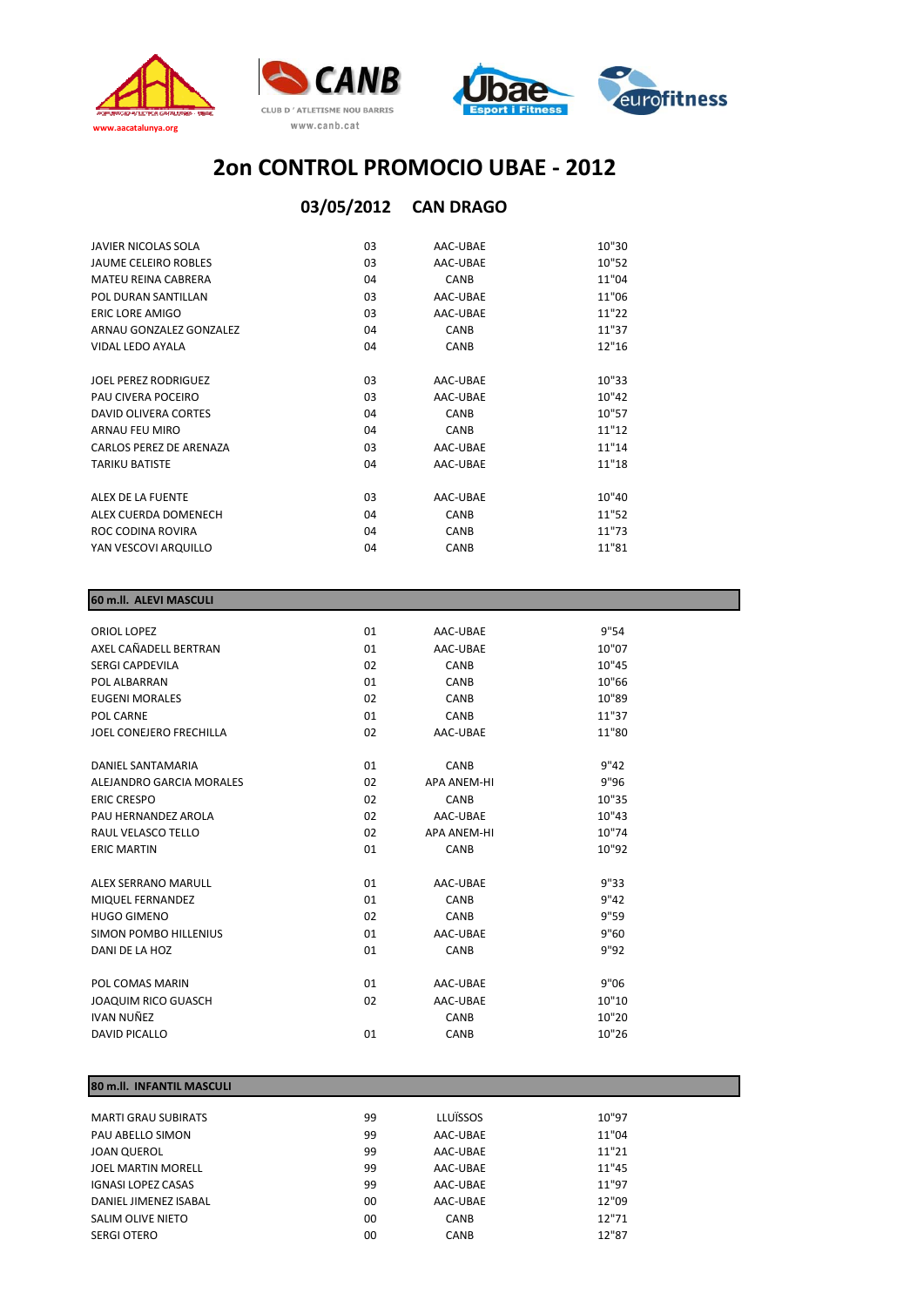# 2on CONTROL PROMOCIO UBAE - 2012

## 03/05/2012 CAN DRAGO

| | | | |
|---|---|---|---|
| JAVIER NICOLAS SOLA | 03 | AAC-UBAE | 10"30 |
| JAUME CELEIRO ROBLES | 03 | AAC-UBAE | 10"52 |
| MATEU REINA CABRERA | 04 | CANB | 11"04 |
| POL DURAN SANTILLAN | 03 | AAC-UBAE | 11"06 |
| ERIC LORE AMIGO | 03 | AAC-UBAE | 11"22 |
| ARNAU GONZALEZ GONZALEZ | 04 | CANB | 11"37 |
| VIDAL LEDO AYALA | 04 | CANB | 12"16 |
| | | | |
| JOEL PEREZ RODRIGUEZ | 03 | AAC-UBAE | 10"33 |
| PAU CIVERA POCEIRO | 03 | AAC-UBAE | 10"42 |
| DAVID OLIVERA CORTES | 04 | CANB | 10"57 |
| ARNAU FEU MIRO | 04 | CANB | 11"12 |
| CARLOS PEREZ DE ARENAZA | 03 | AAC-UBAE | 11"14 |
| TARIKU BATISTE | 04 | AAC-UBAE | 11"18 |
| | | | |
| ALEX DE LA FUENTE | 03 | AAC-UBAE | 10"40 |
| ALEX CUERDA DOMENECH | 04 | CANB | 11"52 |
| ROC CODINA ROVIRA | 04 | CANB | 11"73 |
| YAN VESCOVI ARQUILLO | 04 | CANB | 11"81 |

### 60 m.ll. ALEVI MASCULI

| | | | |
|---|---|---|---|
| ORIOL LOPEZ | 01 | AAC-UBAE | 9"54 |
| AXEL CAÑADELL BERTRAN | 01 | AAC-UBAE | 10"07 |
| SERGI CAPDEVILA | 02 | CANB | 10"45 |
| POL ALBARRAN | 01 | CANB | 10"66 |
| EUGENI MORALES | 02 | CANB | 10"89 |
| POL CARNE | 01 | CANB | 11"37 |
| JOEL CONEJERO FRECHILLA | 02 | AAC-UBAE | 11"80 |
| | | | |
| DANIEL SANTAMARIA | 01 | CANB | 9"42 |
| ALEJANDRO GARCIA MORALES | 02 | APA ANEM-HI | 9"96 |
| ERIC CRESPO | 02 | CANB | 10"35 |
| PAU HERNANDEZ AROLA | 02 | AAC-UBAE | 10"43 |
| RAUL VELASCO TELLO | 02 | APA ANEM-HI | 10"74 |
| ERIC MARTIN | 01 | CANB | 10"92 |
| | | | |
| ALEX SERRANO MARULL | 01 | AAC-UBAE | 9"33 |
| MIQUEL FERNANDEZ | 01 | CANB | 9"42 |
| HUGO GIMENO | 02 | CANB | 9"59 |
| SIMON POMBO HILLENIUS | 01 | AAC-UBAE | 9"60 |
| DANI DE LA HOZ | 01 | CANB | 9"92 |
| | | | |
| POL COMAS MARIN | 01 | AAC-UBAE | 9"06 |
| JOAQUIM RICO GUASCH | 02 | AAC-UBAE | 10"10 |
| IVAN NUÑEZ | | CANB | 10"20 |
| DAVID PICALLO | 01 | CANB | 10"26 |

### 80 m.ll. INFANTIL MASCULI

| | | | |
|---|---|---|---|
| MARTI GRAU SUBIRATS | 99 | LLUÏSSOS | 10"97 |
| PAU ABELLO SIMON | 99 | AAC-UBAE | 11"04 |
| JOAN QUEROL | 99 | AAC-UBAE | 11"21 |
| JOEL MARTIN MORELL | 99 | AAC-UBAE | 11"45 |
| IGNASI LOPEZ CASAS | 99 | AAC-UBAE | 11"97 |
| DANIEL JIMENEZ ISABAL | 00 | AAC-UBAE | 12"09 |
| SALIM OLIVE NIETO | 00 | CANB | 12"71 |
| SERGI OTERO | 00 | CANB | 12"87 |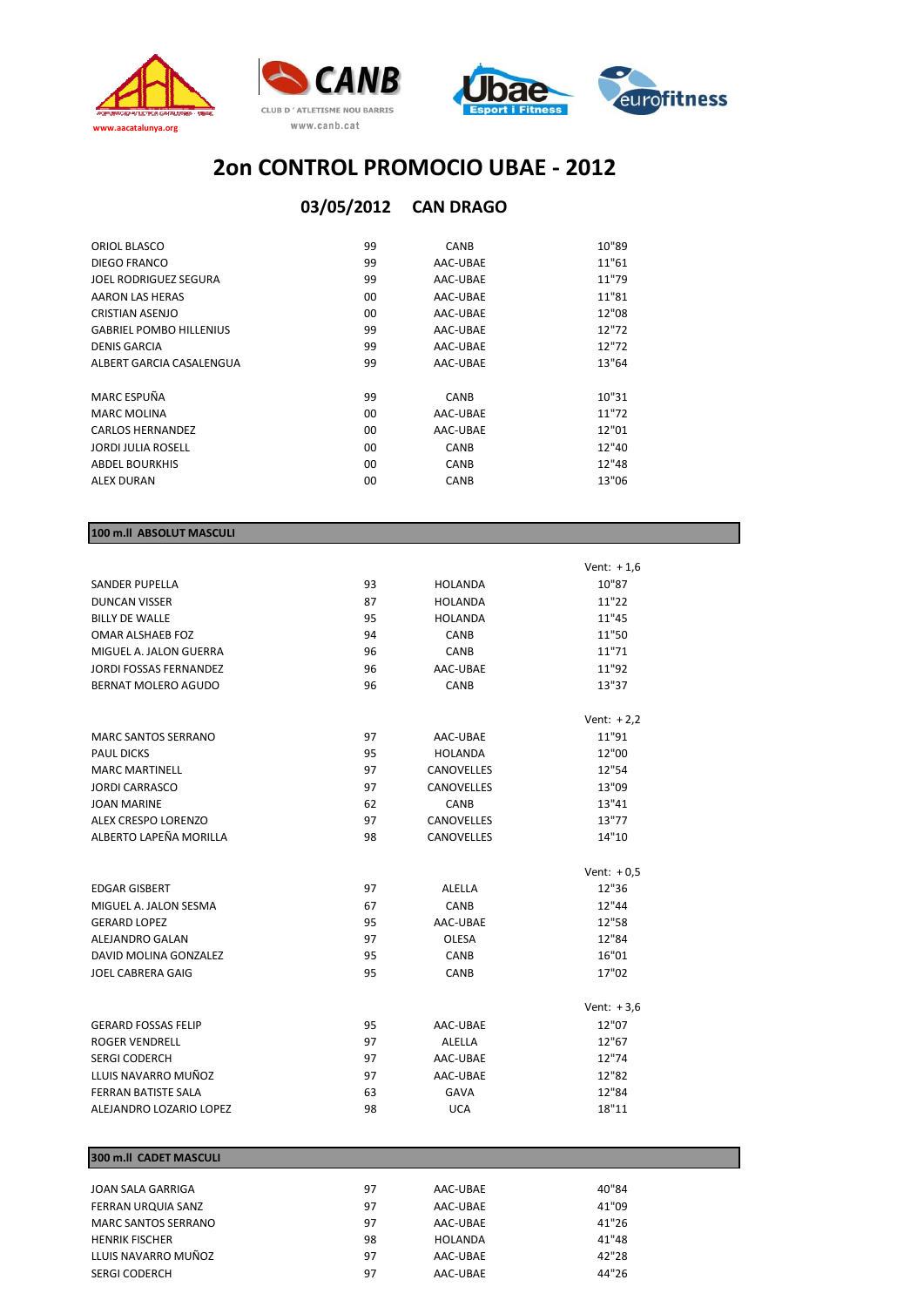# 2on CONTROL PROMOCIO UBAE - 2012

## 03/05/2012 CAN DRAGO

| | | | |
|---|---|---|---|
| ORIOL BLASCO | 99 | CANB | 10"89 |
| DIEGO FRANCO | 99 | AAC-UBAE | 11"61 |
| JOEL RODRIGUEZ SEGURA | 99 | AAC-UBAE | 11"79 |
| AARON LAS HERAS | 00 | AAC-UBAE | 11"81 |
| CRISTIAN ASENJO | 00 | AAC-UBAE | 12"08 |
| GABRIEL POMBO HILLENIUS | 99 | AAC-UBAE | 12"72 |
| DENIS GARCIA | 99 | AAC-UBAE | 12"72 |
| ALBERT GARCIA CASALENGUA | 99 | AAC-UBAE | 13"64 |

| | | | |
|---|---|---|---|
| MARC ESPUÑA | 99 | CANB | 10"31 |
| MARC MOLINA | 00 | AAC-UBAE | 11"72 |
| CARLOS HERNANDEZ | 00 | AAC-UBAE | 12"01 |
| JORDI JULIA ROSELL | 00 | CANB | 12"40 |
| ABDEL BOURKHIS | 00 | CANB | 12"48 |
| ALEX DURAN | 00 | CANB | 13"06 |

### 100 m.ll ABSOLUT MASCULI

Vent: + 1,6

| | | | |
|---|---|---|---|
| SANDER PUPELLA | 93 | HOLANDA | 10"87 |
| DUNCAN VISSER | 87 | HOLANDA | 11"22 |
| BILLY DE WALLE | 95 | HOLANDA | 11"45 |
| OMAR ALSHAEB FOZ | 94 | CANB | 11"50 |
| MIGUEL A. JALON GUERRA | 96 | CANB | 11"71 |
| JORDI FOSSAS FERNANDEZ | 96 | AAC-UBAE | 11"92 |
| BERNAT MOLERO AGUDO | 96 | CANB | 13"37 |

Vent: + 2,2

| | | | |
|---|---|---|---|
| MARC SANTOS SERRANO | 97 | AAC-UBAE | 11"91 |
| PAUL DICKS | 95 | HOLANDA | 12"00 |
| MARC MARTINELL | 97 | CANOVELLES | 12"54 |
| JORDI CARRASCO | 97 | CANOVELLES | 13"09 |
| JOAN MARINE | 62 | CANB | 13"41 |
| ALEX CRESPO LORENZO | 97 | CANOVELLES | 13"77 |
| ALBERTO LAPEÑA MORILLA | 98 | CANOVELLES | 14"10 |

Vent: + 0,5

| | | | |
|---|---|---|---|
| EDGAR GISBERT | 97 | ALELLA | 12"36 |
| MIGUEL A. JALON SESMA | 67 | CANB | 12"44 |
| GERARD LOPEZ | 95 | AAC-UBAE | 12"58 |
| ALEJANDRO GALAN | 97 | OLESA | 12"84 |
| DAVID MOLINA GONZALEZ | 95 | CANB | 16"01 |
| JOEL CABRERA GAIG | 95 | CANB | 17"02 |

Vent: + 3,6

| | | | |
|---|---|---|---|
| GERARD FOSSAS FELIP | 95 | AAC-UBAE | 12"07 |
| ROGER VENDRELL | 97 | ALELLA | 12"67 |
| SERGI CODERCH | 97 | AAC-UBAE | 12"74 |
| LLUIS NAVARRO MUÑOZ | 97 | AAC-UBAE | 12"82 |
| FERRAN BATISTE SALA | 63 | GAVA | 12"84 |
| ALEJANDRO LOZARIO LOPEZ | 98 | UCA | 18"11 |

### 300 m.ll CADET MASCULI

| | | | |
|---|---|---|---|
| JOAN SALA GARRIGA | 97 | AAC-UBAE | 40"84 |
| FERRAN URQUIA SANZ | 97 | AAC-UBAE | 41"09 |
| MARC SANTOS SERRANO | 97 | AAC-UBAE | 41"26 |
| HENRIK FISCHER | 98 | HOLANDA | 41"48 |
| LLUIS NAVARRO MUÑOZ | 97 | AAC-UBAE | 42"28 |
| SERGI CODERCH | 97 | AAC-UBAE | 44"26 |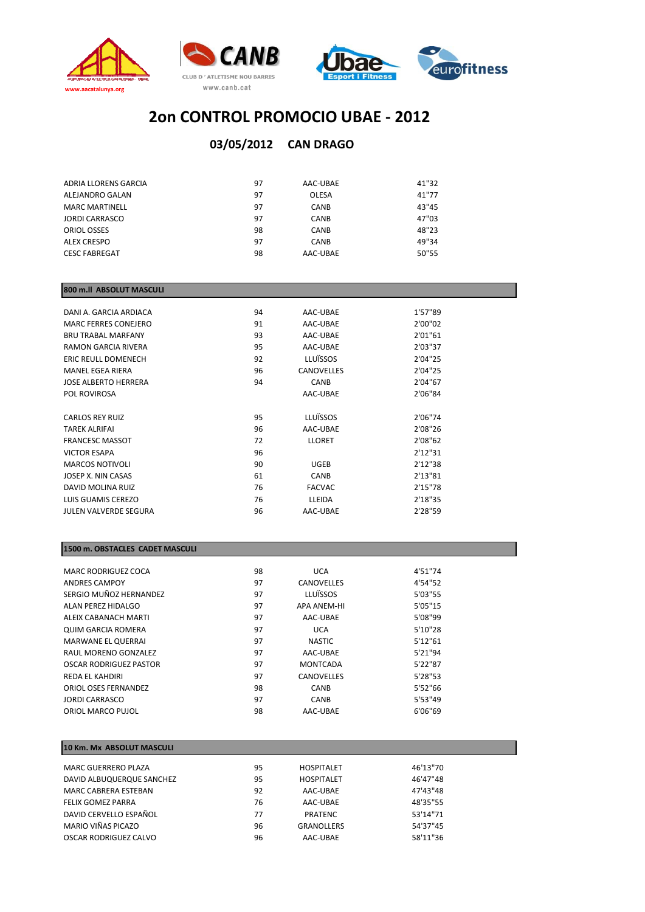# 2on CONTROL PROMOCIO UBAE - 2012

## 03/05/2012 CAN DRAGO

| | | | |
|---|---|---|---|
| ADRIA LLORENS GARCIA | 97 | AAC-UBAE | 41"32 |
| ALEJANDRO GALAN | 97 | OLESA | 41"77 |
| MARC MARTINELL | 97 | CANB | 43"45 |
| JORDI CARRASCO | 97 | CANB | 47"03 |
| ORIOL OSSES | 98 | CANB | 48"23 |
| ALEX CRESPO | 97 | CANB | 49"34 |
| CESC FABREGAT | 98 | AAC-UBAE | 50"55 |

### 800 m.ll ABSOLUT MASCULI

| | | | |
|---|---|---|---|
| DANI A. GARCIA ARDIACA | 94 | AAC-UBAE | 1'57"89 |
| MARC FERRES CONEJERO | 91 | AAC-UBAE | 2'00"02 |
| BRU TRABAL MARFANY | 93 | AAC-UBAE | 2'01"61 |
| RAMON GARCIA RIVERA | 95 | AAC-UBAE | 2'03"37 |
| ERIC REULL DOMENECH | 92 | LLUÏSSOS | 2'04"25 |
| MANEL EGEA RIERA | 96 | CANOVELLES | 2'04"25 |
| JOSE ALBERTO HERRERA | 94 | CANB | 2'04"67 |
| POL ROVIROSA | | AAC-UBAE | 2'06"84 |
| | | | |
| CARLOS REY RUIZ | 95 | LLUÏSSOS | 2'06"74 |
| TAREK ALRIFAI | 96 | AAC-UBAE | 2'08"26 |
| FRANCESC MASSOT | 72 | LLORET | 2'08"62 |
| VICTOR ESAPA | 96 | | 2'12"31 |
| MARCOS NOTIVOLI | 90 | UGEB | 2'12"38 |
| JOSEP X. NIN CASAS | 61 | CANB | 2'13"81 |
| DAVID MOLINA RUIZ | 76 | FACVAC | 2'15"78 |
| LUIS GUAMIS CEREZO | 76 | LLEIDA | 2'18"35 |
| JULEN VALVERDE SEGURA | 96 | AAC-UBAE | 2'28"59 |

### 1500 m. OBSTACLES CADET MASCULI

| | | | |
|---|---|---|---|
| MARC RODRIGUEZ COCA | 98 | UCA | 4'51"74 |
| ANDRES CAMPOY | 97 | CANOVELLES | 4'54"52 |
| SERGIO MUÑOZ HERNANDEZ | 97 | LLUÏSSOS | 5'03"55 |
| ALAN PEREZ HIDALGO | 97 | APA ANEM-HI | 5'05"15 |
| ALEIX CABANACH MARTI | 97 | AAC-UBAE | 5'08"99 |
| QUIM GARCIA ROMERA | 97 | UCA | 5'10"28 |
| MARWANE EL QUERRAI | 97 | NASTIC | 5'12"61 |
| RAUL MORENO GONZALEZ | 97 | AAC-UBAE | 5'21"94 |
| OSCAR RODRIGUEZ PASTOR | 97 | MONTCADA | 5'22"87 |
| REDA EL KAHDIRI | 97 | CANOVELLES | 5'28"53 |
| ORIOL OSES FERNANDEZ | 98 | CANB | 5'52"66 |
| JORDI CARRASCO | 97 | CANB | 5'53"49 |
| ORIOL MARCO PUJOL | 98 | AAC-UBAE | 6'06"69 |

### 10 Km. Mx ABSOLUT MASCULI

| | | | |
|---|---|---|---|
| MARC GUERRERO PLAZA | 95 | HOSPITALET | 46'13"70 |
| DAVID ALBUQUERQUE SANCHEZ | 95 | HOSPITALET | 46'47"48 |
| MARC CABRERA ESTEBAN | 92 | AAC-UBAE | 47'43"48 |
| FELIX GOMEZ PARRA | 76 | AAC-UBAE | 48'35"55 |
| DAVID CERVELLO ESPAÑOL | 77 | PRATENC | 53'14"71 |
| MARIO VIÑAS PICAZO | 96 | GRANOLLERS | 54'37"45 |
| OSCAR RODRIGUEZ CALVO | 96 | AAC-UBAE | 58'11"36 |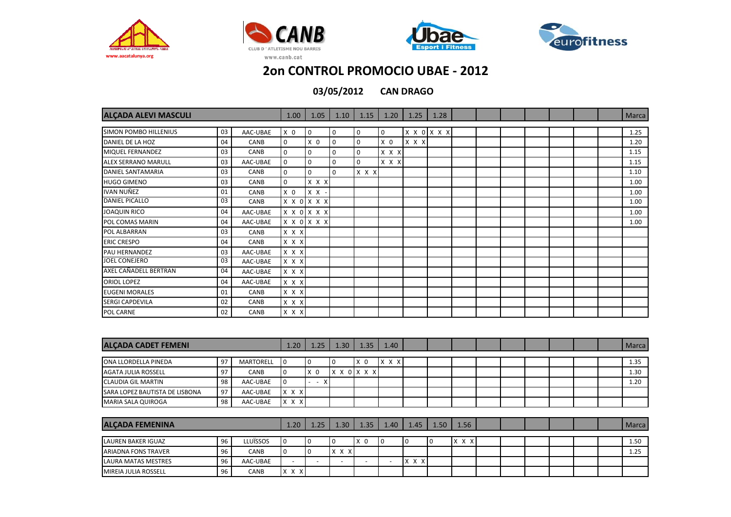# 2on CONTROL PROMOCIO UBAE - 2012

**03/05/2012 CAN DRAGO**

| ALÇADA ALEVI MASCULI | | | 1.00 | 1.05 | 1.10 | 1.15 | 1.20 | 1.25 | 1.28 | | | | | | | | Marca |
|---|---|---|---|---|---|---|---|---|---|---|---|---|---|---|---|---|---|
| SIMON POMBO HILLENIUS | 03 | AAC-UBAE | X 0 | 0 | 0 | 0 | 0 | X X 0 | X X X | | | | | | | | 1.25 |
| DANIEL DE LA HOZ | 04 | CANB | 0 | X 0 | 0 | 0 | X 0 | X X X | | | | | | | | | 1.20 |
| MIQUEL FERNANDEZ | 03 | CANB | 0 | 0 | 0 | 0 | X X X | | | | | | | | | | 1.15 |
| ALEX SERRANO MARULL | 03 | AAC-UBAE | 0 | 0 | 0 | 0 | X X X | | | | | | | | | | 1.15 |
| DANIEL SANTAMARIA | 03 | CANB | 0 | 0 | 0 | X X X | | | | | | | | | | | 1.10 |
| HUGO GIMENO | 03 | CANB | 0 | X X X | | | | | | | | | | | | | 1.00 |
| IVAN NUÑEZ | 01 | CANB | X 0 | X X - | | | | | | | | | | | | | 1.00 |
| DANIEL PICALLO | 03 | CANB | X X 0 | X X X | | | | | | | | | | | | | 1.00 |
| JOAQUIN RICO | 04 | AAC-UBAE | X X 0 | X X X | | | | | | | | | | | | | 1.00 |
| POL COMAS MARIN | 04 | AAC-UBAE | X X 0 | X X X | | | | | | | | | | | | | 1.00 |
| POL ALBARRAN | 03 | CANB | X X X | | | | | | | | | | | | | | |
| ERIC CRESPO | 04 | CANB | X X X | | | | | | | | | | | | | | |
| PAU HERNANDEZ | 03 | AAC-UBAE | X X X | | | | | | | | | | | | | | |
| JOEL CONEJERO | 03 | AAC-UBAE | X X X | | | | | | | | | | | | | | |
| AXEL CAÑADELL BERTRAN | 04 | AAC-UBAE | X X X | | | | | | | | | | | | | | |
| ORIOL LOPEZ | 04 | AAC-UBAE | X X X | | | | | | | | | | | | | | |
| EUGENI MORALES | 01 | CANB | X X X | | | | | | | | | | | | | | |
| SERGI CAPDEVILA | 02 | CANB | X X X | | | | | | | | | | | | | | |
| POL CARNE | 02 | CANB | X X X | | | | | | | | | | | | | | |

| ALÇADA CADET FEMENI | | | 1.20 | 1.25 | 1.30 | 1.35 | 1.40 | | | | | | | | | | Marca |
|---|---|---|---|---|---|---|---|---|---|---|---|---|---|---|---|---|---|
| ONA LLORDELLA PINEDA | 97 | MARTORELL | 0 | 0 | 0 | X 0 | X X X | | | | | | | | | | 1.35 |
| AGATA JULIA ROSSELL | 97 | CANB | 0 | X 0 | X X 0 | X X X | | | | | | | | | | | 1.30 |
| CLAUDIA GIL MARTIN | 98 | AAC-UBAE | 0 | - - X | | | | | | | | | | | | | 1.20 |
| SARA LOPEZ BAUTISTA DE LISBONA | 97 | AAC-UBAE | X X X | | | | | | | | | | | | | | |
| MARIA SALA QUIROGA | 98 | AAC-UBAE | X X X | | | | | | | | | | | | | | |

| ALÇADA FEMENINA | | | 1.20 | 1.25 | 1.30 | 1.35 | 1.40 | 1.45 | 1.50 | 1.56 | | | | | | | Marca |
|---|---|---|---|---|---|---|---|---|---|---|---|---|---|---|---|---|---|
| LAUREN BAKER IGUAZ | 96 | LLUÏSSOS | 0 | 0 | 0 | X 0 | 0 | 0 | 0 | X X X | | | | | | | 1.50 |
| ARIADNA FONS TRAVER | 96 | CANB | 0 | 0 | X X X | | | | | | | | | | | | 1.25 |
| LAURA MATAS MESTRES | 96 | AAC-UBAE | - | - | - | - | - | X X X | | | | | | | | | |
| MIREIA JULIA ROSSELL | 96 | CANB | X X X | | | | | | | | | | | | | | |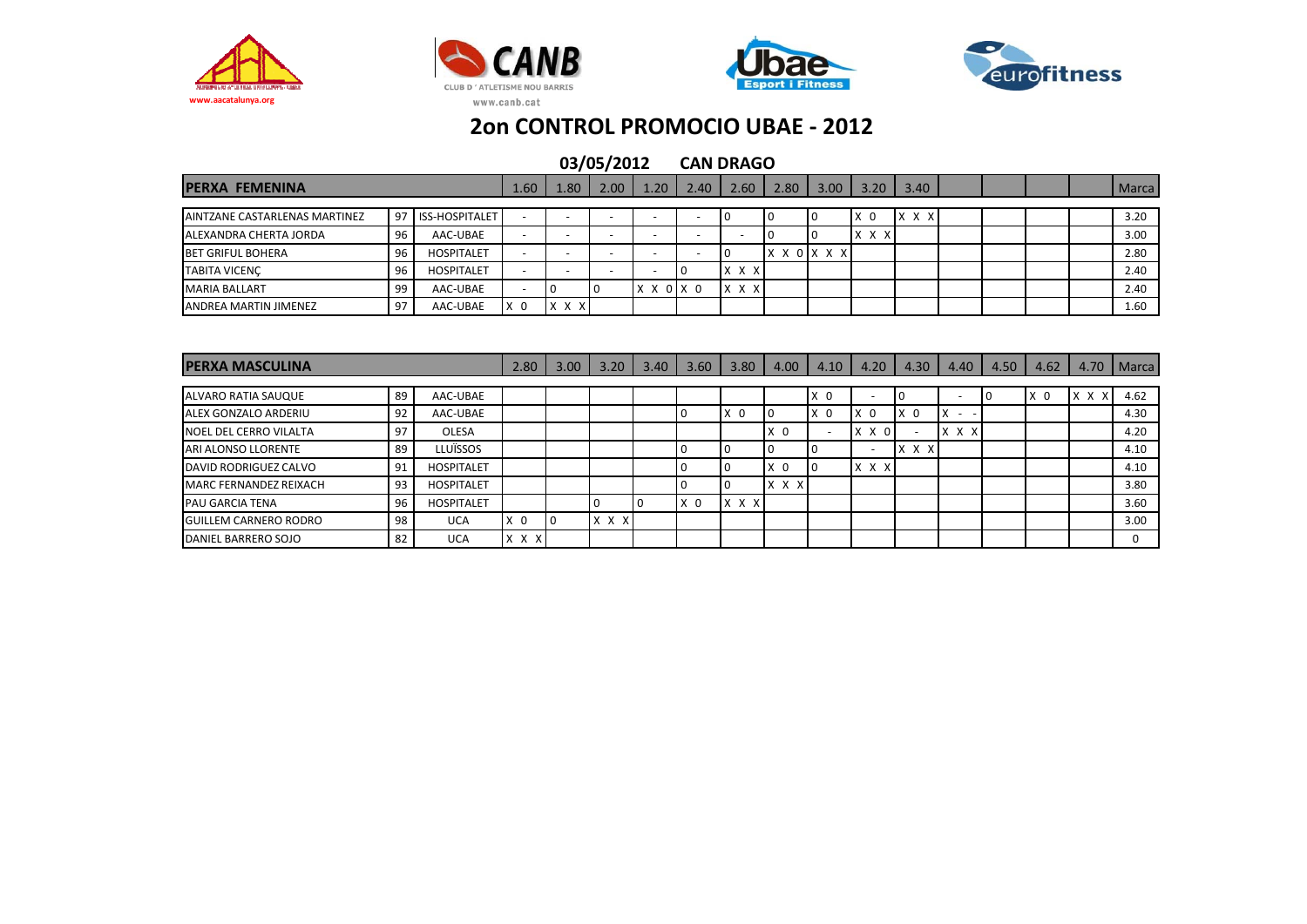# 2on CONTROL PROMOCIO UBAE - 2012

**03/05/2012 CAN DRAGO**

| PERXA FEMENINA | | | 1.60 | 1.80 | 2.00 | 1.20 | 2.40 | 2.60 | 2.80 | 3.00 | 3.20 | 3.40 | | | | | Marca |
|---|---|---|---|---|---|---|---|---|---|---|---|---|---|---|---|---|---|
| AINTZANE CASTARLENAS MARTINEZ | 97 | ISS-HOSPITALET | - | - | - | - | - | 0 | 0 | 0 | X 0 | X X X | | | | | 3.20 |
| ALEXANDRA CHERTA JORDA | 96 | AAC-UBAE | - | - | - | - | - | - | 0 | 0 | X X X | | | | | | 3.00 |
| BET GRIFUL BOHERA | 96 | HOSPITALET | - | - | - | - | - | 0 | X X 0 | X X X | | | | | | | 2.80 |
| TABITA VICENÇ | 96 | HOSPITALET | - | - | - | - | 0 | X X X | | | | | | | | | 2.40 |
| MARIA BALLART | 99 | AAC-UBAE | - | 0 | 0 | X X 0 | X 0 | X X X | | | | | | | | | 2.40 |
| ANDREA MARTIN JIMENEZ | 97 | AAC-UBAE | X 0 | X X X | | | | | | | | | | | | | 1.60 |

| PERXA MASCULINA | | | 2.80 | 3.00 | 3.20 | 3.40 | 3.60 | 3.80 | 4.00 | 4.10 | 4.20 | 4.30 | 4.40 | 4.50 | 4.62 | 4.70 | Marca |
|---|---|---|---|---|---|---|---|---|---|---|---|---|---|---|---|---|---|
| ALVARO RATIA SAUQUE | 89 | AAC-UBAE | | | | | | | | X 0 | - | 0 | - | 0 | X 0 | X X X | 4.62 |
| ALEX GONZALO ARDERIU | 92 | AAC-UBAE | | | | | 0 | X 0 | 0 | X 0 | X 0 | X 0 | X - - | | | | 4.30 |
| NOEL DEL CERRO VILALTA | 97 | OLESA | | | | | | | X 0 | - | X X 0 | - | X X X | | | | 4.20 |
| ARI ALONSO LLORENTE | 89 | LLUÏSSOS | | | | | 0 | 0 | 0 | 0 | - | X X X | | | | | 4.10 |
| DAVID RODRIGUEZ CALVO | 91 | HOSPITALET | | | | | 0 | 0 | X 0 | 0 | X X X | | | | | | 4.10 |
| MARC FERNANDEZ REIXACH | 93 | HOSPITALET | | | | | 0 | 0 | X X X | | | | | | | | 3.80 |
| PAU GARCIA TENA | 96 | HOSPITALET | | | 0 | 0 | X 0 | X X X | | | | | | | | | 3.60 |
| GUILLEM CARNERO RODRO | 98 | UCA | X 0 | 0 | X X X | | | | | | | | | | | | 3.00 |
| DANIEL BARRERO SOJO | 82 | UCA | X X X | | | | | | | | | | | | | | 0 |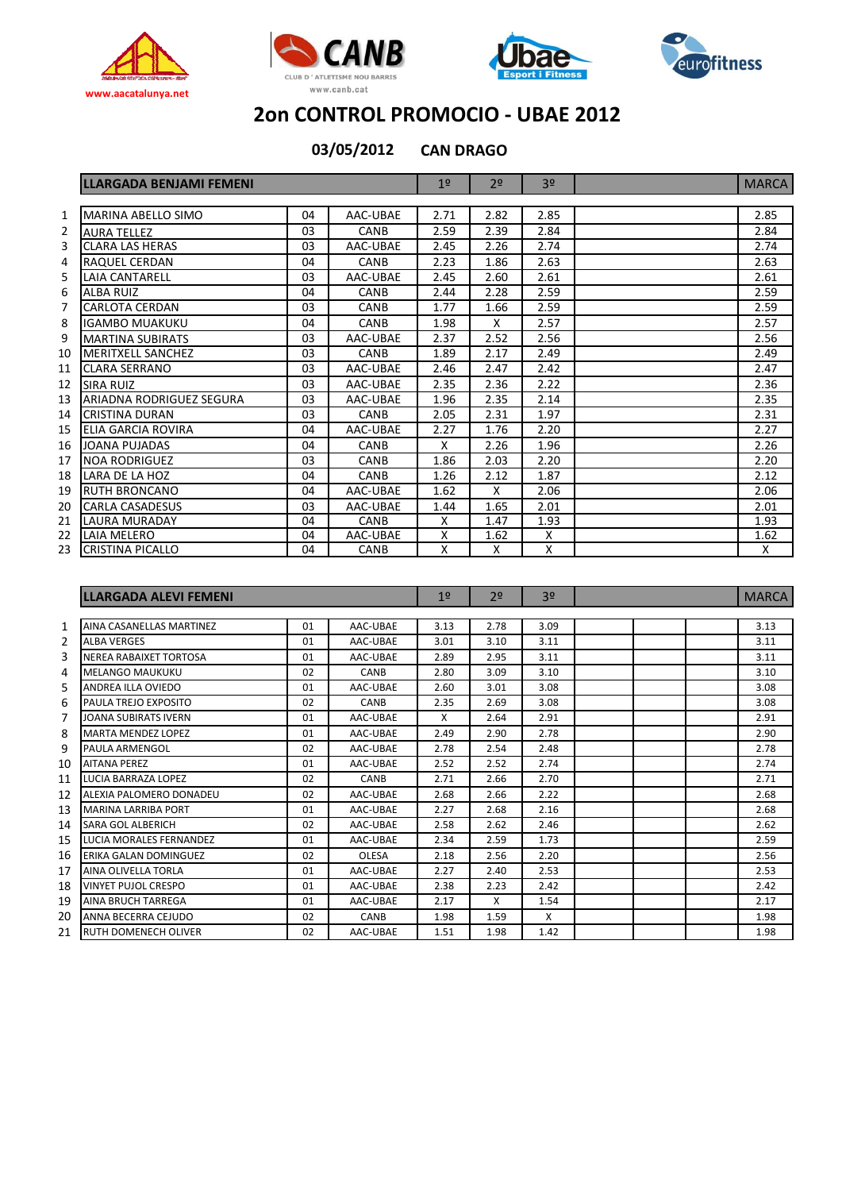www.aacatalunya.net

CLUB D'ATLETISME NOU BARRIS
www.canb.cat

# 2on CONTROL PROMOCIO - UBAE 2012

**03/05/2012 CAN DRAGO**

| | LLARGADA BENJAMI FEMENI | | | 1º | 2º | 3º | | MARCA |
|---|---|---|---|---|---|---|---|---|
| 1 | MARINA ABELLO SIMO | 04 | AAC-UBAE | 2.71 | 2.82 | 2.85 | | 2.85 |
| 2 | AURA TELLEZ | 03 | CANB | 2.59 | 2.39 | 2.84 | | 2.84 |
| 3 | CLARA LAS HERAS | 03 | AAC-UBAE | 2.45 | 2.26 | 2.74 | | 2.74 |
| 4 | RAQUEL CERDAN | 04 | CANB | 2.23 | 1.86 | 2.63 | | 2.63 |
| 5 | LAIA CANTARELL | 03 | AAC-UBAE | 2.45 | 2.60 | 2.61 | | 2.61 |
| 6 | ALBA RUIZ | 04 | CANB | 2.44 | 2.28 | 2.59 | | 2.59 |
| 7 | CARLOTA CERDAN | 03 | CANB | 1.77 | 1.66 | 2.59 | | 2.59 |
| 8 | IGAMBO MUAKUKU | 04 | CANB | 1.98 | X | 2.57 | | 2.57 |
| 9 | MARTINA SUBIRATS | 03 | AAC-UBAE | 2.37 | 2.52 | 2.56 | | 2.56 |
| 10 | MERITXELL SANCHEZ | 03 | CANB | 1.89 | 2.17 | 2.49 | | 2.49 |
| 11 | CLARA SERRANO | 03 | AAC-UBAE | 2.46 | 2.47 | 2.42 | | 2.47 |
| 12 | SIRA RUIZ | 03 | AAC-UBAE | 2.35 | 2.36 | 2.22 | | 2.36 |
| 13 | ARIADNA RODRIGUEZ SEGURA | 03 | AAC-UBAE | 1.96 | 2.35 | 2.14 | | 2.35 |
| 14 | CRISTINA DURAN | 03 | CANB | 2.05 | 2.31 | 1.97 | | 2.31 |
| 15 | ELIA GARCIA ROVIRA | 04 | AAC-UBAE | 2.27 | 1.76 | 2.20 | | 2.27 |
| 16 | JOANA PUJADAS | 04 | CANB | X | 2.26 | 1.96 | | 2.26 |
| 17 | NOA RODRIGUEZ | 03 | CANB | 1.86 | 2.03 | 2.20 | | 2.20 |
| 18 | LARA DE LA HOZ | 04 | CANB | 1.26 | 2.12 | 1.87 | | 2.12 |
| 19 | RUTH BRONCANO | 04 | AAC-UBAE | 1.62 | X | 2.06 | | 2.06 |
| 20 | CARLA CASADESUS | 03 | AAC-UBAE | 1.44 | 1.65 | 2.01 | | 2.01 |
| 21 | LAURA MURADAY | 04 | CANB | X | 1.47 | 1.93 | | 1.93 |
| 22 | LAIA MELERO | 04 | AAC-UBAE | X | 1.62 | X | | 1.62 |
| 23 | CRISTINA PICALLO | 04 | CANB | X | X | X | | X |

| | LLARGADA ALEVI FEMENI | | | 1º | 2º | 3º | | | | MARCA |
|---|---|---|---|---|---|---|---|---|---|---|
| 1 | AINA CASANELLAS MARTINEZ | 01 | AAC-UBAE | 3.13 | 2.78 | 3.09 | | | | 3.13 |
| 2 | ALBA VERGES | 01 | AAC-UBAE | 3.01 | 3.10 | 3.11 | | | | 3.11 |
| 3 | NEREA RABAIXET TORTOSA | 01 | AAC-UBAE | 2.89 | 2.95 | 3.11 | | | | 3.11 |
| 4 | MELANGO MAUKUKU | 02 | CANB | 2.80 | 3.09 | 3.10 | | | | 3.10 |
| 5 | ANDREA ILLA OVIEDO | 01 | AAC-UBAE | 2.60 | 3.01 | 3.08 | | | | 3.08 |
| 6 | PAULA TREJO EXPOSITO | 02 | CANB | 2.35 | 2.69 | 3.08 | | | | 3.08 |
| 7 | JOANA SUBIRATS IVERN | 01 | AAC-UBAE | X | 2.64 | 2.91 | | | | 2.91 |
| 8 | MARTA MENDEZ LOPEZ | 01 | AAC-UBAE | 2.49 | 2.90 | 2.78 | | | | 2.90 |
| 9 | PAULA ARMENGOL | 02 | AAC-UBAE | 2.78 | 2.54 | 2.48 | | | | 2.78 |
| 10 | AITANA PEREZ | 01 | AAC-UBAE | 2.52 | 2.52 | 2.74 | | | | 2.74 |
| 11 | LUCIA BARRAZA LOPEZ | 02 | CANB | 2.71 | 2.66 | 2.70 | | | | 2.71 |
| 12 | ALEXIA PALOMERO DONADEU | 02 | AAC-UBAE | 2.68 | 2.66 | 2.22 | | | | 2.68 |
| 13 | MARINA LARRIBA PORT | 01 | AAC-UBAE | 2.27 | 2.68 | 2.16 | | | | 2.68 |
| 14 | SARA GOL ALBERICH | 02 | AAC-UBAE | 2.58 | 2.62 | 2.46 | | | | 2.62 |
| 15 | LUCIA MORALES FERNANDEZ | 01 | AAC-UBAE | 2.34 | 2.59 | 1.73 | | | | 2.59 |
| 16 | ERIKA GALAN DOMINGUEZ | 02 | OLESA | 2.18 | 2.56 | 2.20 | | | | 2.56 |
| 17 | AINA OLIVELLA TORLA | 01 | AAC-UBAE | 2.27 | 2.40 | 2.53 | | | | 2.53 |
| 18 | VINYET PUJOL CRESPO | 01 | AAC-UBAE | 2.38 | 2.23 | 2.42 | | | | 2.42 |
| 19 | AINA BRUCH TARREGA | 01 | AAC-UBAE | 2.17 | X | 1.54 | | | | 2.17 |
| 20 | ANNA BECERRA CEJUDO | 02 | CANB | 1.98 | 1.59 | X | | | | 1.98 |
| 21 | RUTH DOMENECH OLIVER | 02 | AAC-UBAE | 1.51 | 1.98 | 1.42 | | | | 1.98 |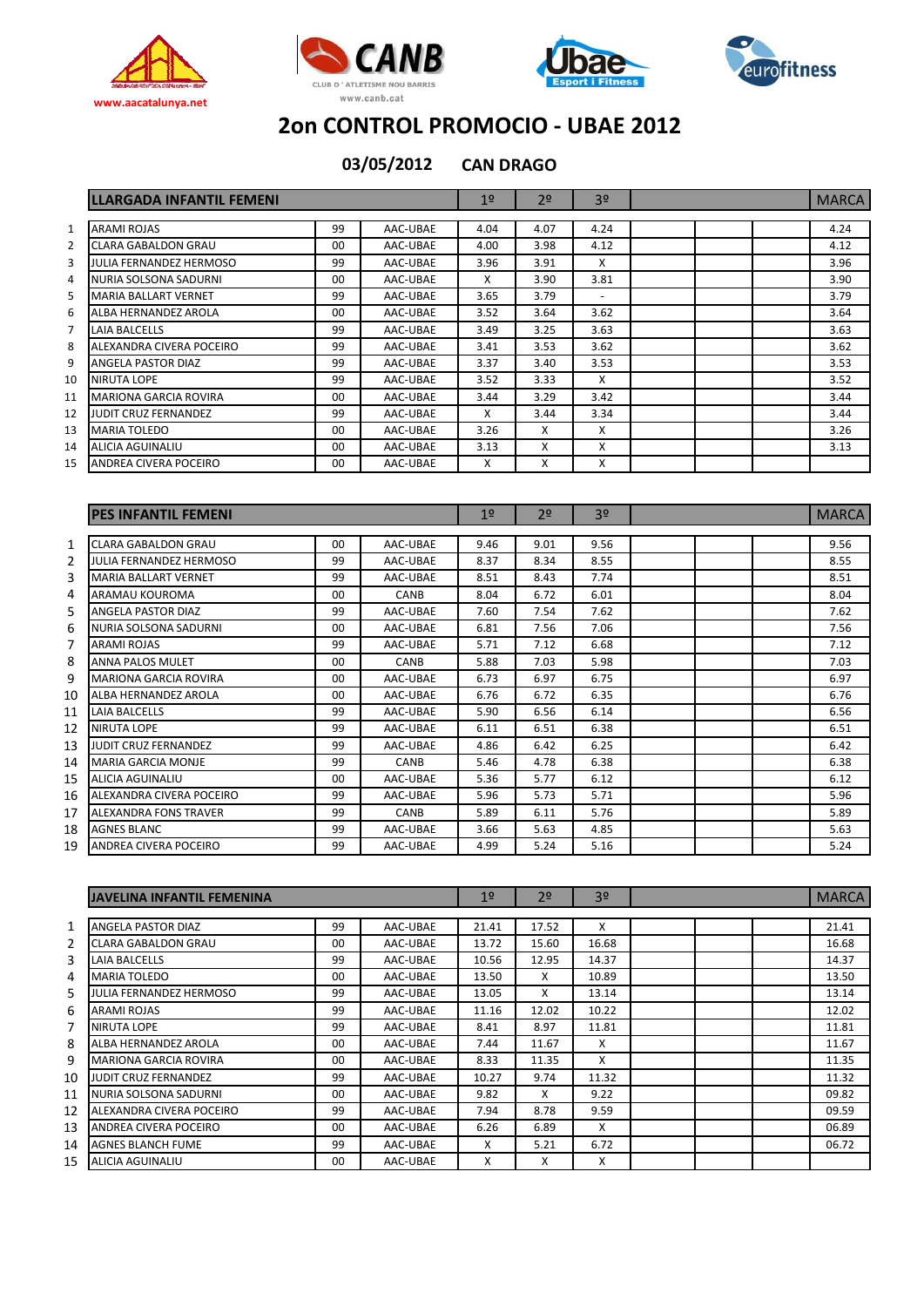www.aacatalunya.net

CLUB D'ATLETISME NOU BARRIS
www.canb.cat

# 2on CONTROL PROMOCIO - UBAE 2012

**03/05/2012 CAN DRAGO**

| | LLARGADA INFANTIL FEMENI | | | 1º | 2º | 3º | | | | MARCA |
|---|---|---|---|---|---|---|---|---|---|---|
| 1 | ARAMI ROJAS | 99 | AAC-UBAE | 4.04 | 4.07 | 4.24 | | | | 4.24 |
| 2 | CLARA GABALDON GRAU | 00 | AAC-UBAE | 4.00 | 3.98 | 4.12 | | | | 4.12 |
| 3 | JULIA FERNANDEZ HERMOSO | 99 | AAC-UBAE | 3.96 | 3.91 | X | | | | 3.96 |
| 4 | NURIA SOLSONA SADURNI | 00 | AAC-UBAE | X | 3.90 | 3.81 | | | | 3.90 |
| 5 | MARIA BALLART VERNET | 99 | AAC-UBAE | 3.65 | 3.79 | - | | | | 3.79 |
| 6 | ALBA HERNANDEZ AROLA | 00 | AAC-UBAE | 3.52 | 3.64 | 3.62 | | | | 3.64 |
| 7 | LAIA BALCELLS | 99 | AAC-UBAE | 3.49 | 3.25 | 3.63 | | | | 3.63 |
| 8 | ALEXANDRA CIVERA POCEIRO | 99 | AAC-UBAE | 3.41 | 3.53 | 3.62 | | | | 3.62 |
| 9 | ANGELA PASTOR DIAZ | 99 | AAC-UBAE | 3.37 | 3.40 | 3.53 | | | | 3.53 |
| 10 | NIRUTA LOPE | 99 | AAC-UBAE | 3.52 | 3.33 | X | | | | 3.52 |
| 11 | MARIONA GARCIA ROVIRA | 00 | AAC-UBAE | 3.44 | 3.29 | 3.42 | | | | 3.44 |
| 12 | JUDIT CRUZ FERNANDEZ | 99 | AAC-UBAE | X | 3.44 | 3.34 | | | | 3.44 |
| 13 | MARIA TOLEDO | 00 | AAC-UBAE | 3.26 | X | X | | | | 3.26 |
| 14 | ALICIA AGUINALIU | 00 | AAC-UBAE | 3.13 | X | X | | | | 3.13 |
| 15 | ANDREA CIVERA POCEIRO | 00 | AAC-UBAE | X | X | X | | | | |

| | PES INFANTIL FEMENI | | | 1º | 2º | 3º | | | | MARCA |
|---|---|---|---|---|---|---|---|---|---|---|
| 1 | CLARA GABALDON GRAU | 00 | AAC-UBAE | 9.46 | 9.01 | 9.56 | | | | 9.56 |
| 2 | JULIA FERNANDEZ HERMOSO | 99 | AAC-UBAE | 8.37 | 8.34 | 8.55 | | | | 8.55 |
| 3 | MARIA BALLART VERNET | 99 | AAC-UBAE | 8.51 | 8.43 | 7.74 | | | | 8.51 |
| 4 | ARAMAU KOUROMA | 00 | CANB | 8.04 | 6.72 | 6.01 | | | | 8.04 |
| 5 | ANGELA PASTOR DIAZ | 99 | AAC-UBAE | 7.60 | 7.54 | 7.62 | | | | 7.62 |
| 6 | NURIA SOLSONA SADURNI | 00 | AAC-UBAE | 6.81 | 7.56 | 7.06 | | | | 7.56 |
| 7 | ARAMI ROJAS | 99 | AAC-UBAE | 5.71 | 7.12 | 6.68 | | | | 7.12 |
| 8 | ANNA PALOS MULET | 00 | CANB | 5.88 | 7.03 | 5.98 | | | | 7.03 |
| 9 | MARIONA GARCIA ROVIRA | 00 | AAC-UBAE | 6.73 | 6.97 | 6.75 | | | | 6.97 |
| 10 | ALBA HERNANDEZ AROLA | 00 | AAC-UBAE | 6.76 | 6.72 | 6.35 | | | | 6.76 |
| 11 | LAIA BALCELLS | 99 | AAC-UBAE | 5.90 | 6.56 | 6.14 | | | | 6.56 |
| 12 | NIRUTA LOPE | 99 | AAC-UBAE | 6.11 | 6.51 | 6.38 | | | | 6.51 |
| 13 | JUDIT CRUZ FERNANDEZ | 99 | AAC-UBAE | 4.86 | 6.42 | 6.25 | | | | 6.42 |
| 14 | MARIA GARCIA MONJE | 99 | CANB | 5.46 | 4.78 | 6.38 | | | | 6.38 |
| 15 | ALICIA AGUINALIU | 00 | AAC-UBAE | 5.36 | 5.77 | 6.12 | | | | 6.12 |
| 16 | ALEXANDRA CIVERA POCEIRO | 99 | AAC-UBAE | 5.96 | 5.73 | 5.71 | | | | 5.96 |
| 17 | ALEXANDRA FONS TRAVER | 99 | CANB | 5.89 | 6.11 | 5.76 | | | | 5.89 |
| 18 | AGNES BLANC | 99 | AAC-UBAE | 3.66 | 5.63 | 4.85 | | | | 5.63 |
| 19 | ANDREA CIVERA POCEIRO | 99 | AAC-UBAE | 4.99 | 5.24 | 5.16 | | | | 5.24 |

| | JAVELINA INFANTIL FEMENINA | | | 1º | 2º | 3º | | | | MARCA |
|---|---|---|---|---|---|---|---|---|---|---|
| 1 | ANGELA PASTOR DIAZ | 99 | AAC-UBAE | 21.41 | 17.52 | X | | | | 21.41 |
| 2 | CLARA GABALDON GRAU | 00 | AAC-UBAE | 13.72 | 15.60 | 16.68 | | | | 16.68 |
| 3 | LAIA BALCELLS | 99 | AAC-UBAE | 10.56 | 12.95 | 14.37 | | | | 14.37 |
| 4 | MARIA TOLEDO | 00 | AAC-UBAE | 13.50 | X | 10.89 | | | | 13.50 |
| 5 | JULIA FERNANDEZ HERMOSO | 99 | AAC-UBAE | 13.05 | X | 13.14 | | | | 13.14 |
| 6 | ARAMI ROJAS | 99 | AAC-UBAE | 11.16 | 12.02 | 10.22 | | | | 12.02 |
| 7 | NIRUTA LOPE | 99 | AAC-UBAE | 8.41 | 8.97 | 11.81 | | | | 11.81 |
| 8 | ALBA HERNANDEZ AROLA | 00 | AAC-UBAE | 7.44 | 11.67 | X | | | | 11.67 |
| 9 | MARIONA GARCIA ROVIRA | 00 | AAC-UBAE | 8.33 | 11.35 | X | | | | 11.35 |
| 10 | JUDIT CRUZ FERNANDEZ | 99 | AAC-UBAE | 10.27 | 9.74 | 11.32 | | | | 11.32 |
| 11 | NURIA SOLSONA SADURNI | 00 | AAC-UBAE | 9.82 | X | 9.22 | | | | 09.82 |
| 12 | ALEXANDRA CIVERA POCEIRO | 99 | AAC-UBAE | 7.94 | 8.78 | 9.59 | | | | 09.59 |
| 13 | ANDREA CIVERA POCEIRO | 00 | AAC-UBAE | 6.26 | 6.89 | X | | | | 06.89 |
| 14 | AGNES BLANCH FUME | 99 | AAC-UBAE | X | 5.21 | 6.72 | | | | 06.72 |
| 15 | ALICIA AGUINALIU | 00 | AAC-UBAE | X | X | X | | | | |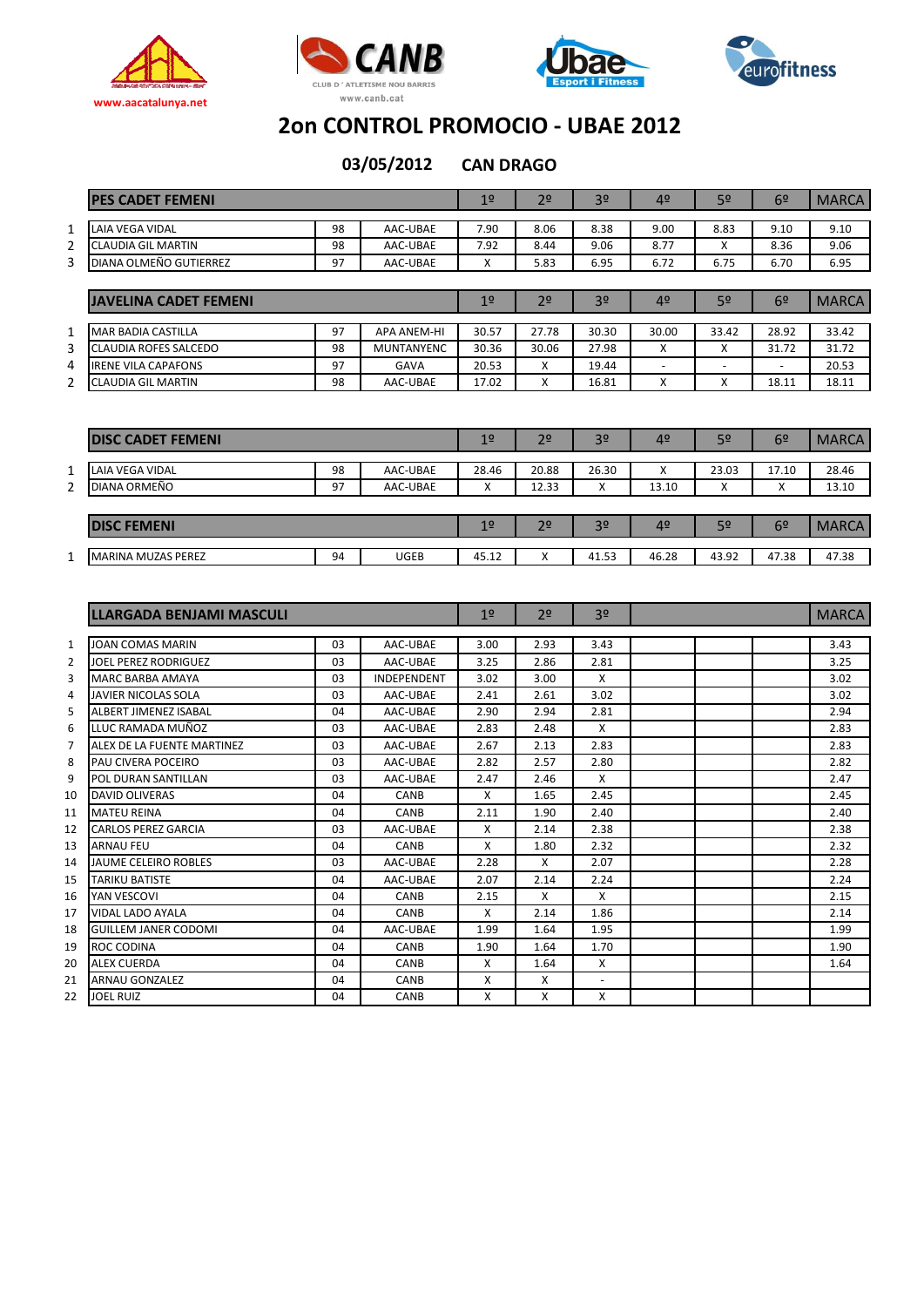# 2on CONTROL PROMOCIO - UBAE 2012

**03/05/2012 CAN DRAGO**

| | PES CADET FEMENI | | | 1º | 2º | 3º | 4º | 5º | 6º | MARCA |
|---|---|---|---|---|---|---|---|---|---|---|
| 1 | LAIA VEGA VIDAL | 98 | AAC-UBAE | 7.90 | 8.06 | 8.38 | 9.00 | 8.83 | 9.10 | 9.10 |
| 2 | CLAUDIA GIL MARTIN | 98 | AAC-UBAE | 7.92 | 8.44 | 9.06 | 8.77 | X | 8.36 | 9.06 |
| 3 | DIANA OLMEÑO GUTIERREZ | 97 | AAC-UBAE | X | 5.83 | 6.95 | 6.72 | 6.75 | 6.70 | 6.95 |

| | JAVELINA CADET FEMENI | | | 1º | 2º | 3º | 4º | 5º | 6º | MARCA |
|---|---|---|---|---|---|---|---|---|---|---|
| 1 | MAR BADIA CASTILLA | 97 | APA ANEM-HI | 30.57 | 27.78 | 30.30 | 30.00 | 33.42 | 28.92 | 33.42 |
| 3 | CLAUDIA ROFES SALCEDO | 98 | MUNTANYENC | 30.36 | 30.06 | 27.98 | X | X | 31.72 | 31.72 |
| 4 | IRENE VILA CAPAFONS | 97 | GAVA | 20.53 | X | 19.44 | - | - | - | 20.53 |
| 2 | CLAUDIA GIL MARTIN | 98 | AAC-UBAE | 17.02 | X | 16.81 | X | X | 18.11 | 18.11 |

| | DISC CADET FEMENI | | | 1º | 2º | 3º | 4º | 5º | 6º | MARCA |
|---|---|---|---|---|---|---|---|---|---|---|
| 1 | LAIA VEGA VIDAL | 98 | AAC-UBAE | 28.46 | 20.88 | 26.30 | X | 23.03 | 17.10 | 28.46 |
| 2 | DIANA ORMEÑO | 97 | AAC-UBAE | X | 12.33 | X | 13.10 | X | X | 13.10 |

| | DISC FEMENI | | | 1º | 2º | 3º | 4º | 5º | 6º | MARCA |
|---|---|---|---|---|---|---|---|---|---|---|
| 1 | MARINA MUZAS PEREZ | 94 | UGEB | 45.12 | X | 41.53 | 46.28 | 43.92 | 47.38 | 47.38 |

| | LLARGADA BENJAMI MASCULI | | | 1º | 2º | 3º | | | | MARCA |
|---|---|---|---|---|---|---|---|---|---|---|
| 1 | JOAN COMAS MARIN | 03 | AAC-UBAE | 3.00 | 2.93 | 3.43 | | | | 3.43 |
| 2 | JOEL PEREZ RODRIGUEZ | 03 | AAC-UBAE | 3.25 | 2.86 | 2.81 | | | | 3.25 |
| 3 | MARC BARBA AMAYA | 03 | INDEPENDENT | 3.02 | 3.00 | X | | | | 3.02 |
| 4 | JAVIER NICOLAS SOLA | 03 | AAC-UBAE | 2.41 | 2.61 | 3.02 | | | | 3.02 |
| 5 | ALBERT JIMENEZ ISABAL | 04 | AAC-UBAE | 2.90 | 2.94 | 2.81 | | | | 2.94 |
| 6 | LLUC RAMADA MUÑOZ | 03 | AAC-UBAE | 2.83 | 2.48 | X | | | | 2.83 |
| 7 | ALEX DE LA FUENTE MARTINEZ | 03 | AAC-UBAE | 2.67 | 2.13 | 2.83 | | | | 2.83 |
| 8 | PAU CIVERA POCEIRO | 03 | AAC-UBAE | 2.82 | 2.57 | 2.80 | | | | 2.82 |
| 9 | POL DURAN SANTILLAN | 03 | AAC-UBAE | 2.47 | 2.46 | X | | | | 2.47 |
| 10 | DAVID OLIVERAS | 04 | CANB | X | 1.65 | 2.45 | | | | 2.45 |
| 11 | MATEU REINA | 04 | CANB | 2.11 | 1.90 | 2.40 | | | | 2.40 |
| 12 | CARLOS PEREZ GARCIA | 03 | AAC-UBAE | X | 2.14 | 2.38 | | | | 2.38 |
| 13 | ARNAU FEU | 04 | CANB | X | 1.80 | 2.32 | | | | 2.32 |
| 14 | JAUME CELEIRO ROBLES | 03 | AAC-UBAE | 2.28 | X | 2.07 | | | | 2.28 |
| 15 | TARIKU BATISTE | 04 | AAC-UBAE | 2.07 | 2.14 | 2.24 | | | | 2.24 |
| 16 | YAN VESCOVI | 04 | CANB | 2.15 | X | X | | | | 2.15 |
| 17 | VIDAL LADO AYALA | 04 | CANB | X | 2.14 | 1.86 | | | | 2.14 |
| 18 | GUILLEM JANER CODOMI | 04 | AAC-UBAE | 1.99 | 1.64 | 1.95 | | | | 1.99 |
| 19 | ROC CODINA | 04 | CANB | 1.90 | 1.64 | 1.70 | | | | 1.90 |
| 20 | ALEX CUERDA | 04 | CANB | X | 1.64 | X | | | | 1.64 |
| 21 | ARNAU GONZALEZ | 04 | CANB | X | X | - | | | | |
| 22 | JOEL RUIZ | 04 | CANB | X | X | X | | | | |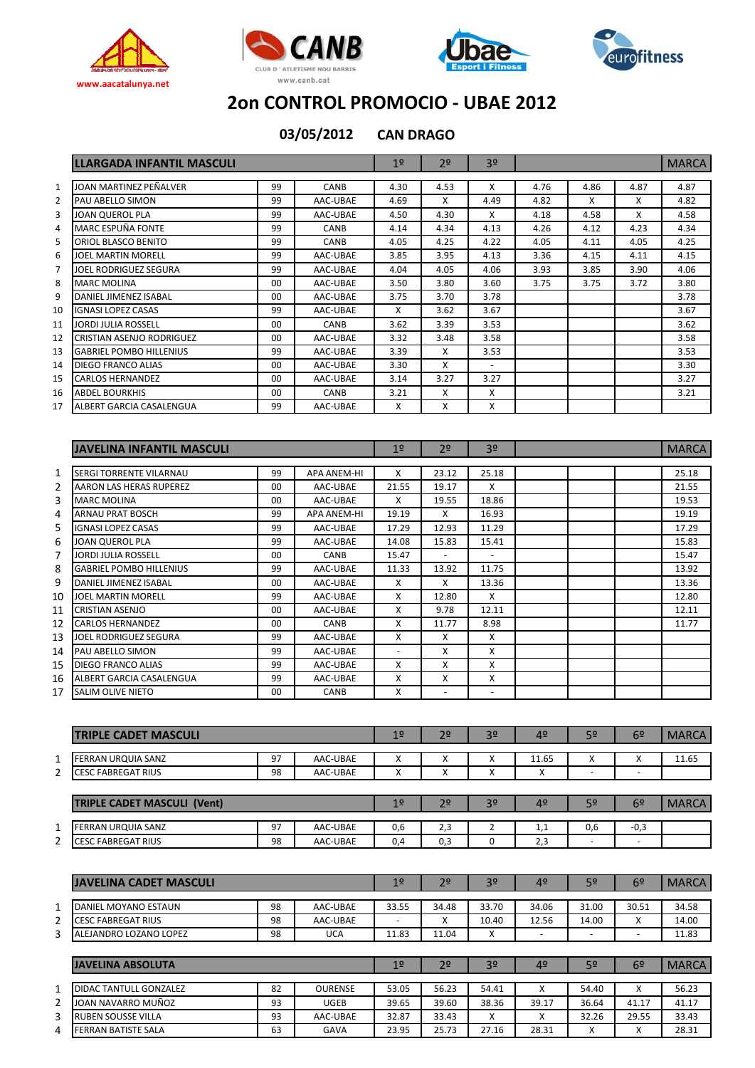www.aacatalunya.net

CLUB D'ATLETISME NOU BARRIS
www.canb.cat

# 2on CONTROL PROMOCIO - UBAE 2012

**03/05/2012 CAN DRAGO**

| | LLARGADA INFANTIL MASCULI | | | 1º | 2º | 3º | | | | MARCA |
|---|---|---|---|---|---|---|---|---|---|---|
| 1 | JOAN MARTINEZ PEÑALVER | 99 | CANB | 4.30 | 4.53 | X | 4.76 | 4.86 | 4.87 | 4.87 |
| 2 | PAU ABELLO SIMON | 99 | AAC-UBAE | 4.69 | X | 4.49 | 4.82 | X | X | 4.82 |
| 3 | JOAN QUEROL PLA | 99 | AAC-UBAE | 4.50 | 4.30 | X | 4.18 | 4.58 | X | 4.58 |
| 4 | MARC ESPUÑA FONTE | 99 | CANB | 4.14 | 4.34 | 4.13 | 4.26 | 4.12 | 4.23 | 4.34 |
| 5 | ORIOL BLASCO BENITO | 99 | CANB | 4.05 | 4.25 | 4.22 | 4.05 | 4.11 | 4.05 | 4.25 |
| 6 | JOEL MARTIN MORELL | 99 | AAC-UBAE | 3.85 | 3.95 | 4.13 | 3.36 | 4.15 | 4.11 | 4.15 |
| 7 | JOEL RODRIGUEZ SEGURA | 99 | AAC-UBAE | 4.04 | 4.05 | 4.06 | 3.93 | 3.85 | 3.90 | 4.06 |
| 8 | MARC MOLINA | 00 | AAC-UBAE | 3.50 | 3.80 | 3.60 | 3.75 | 3.75 | 3.72 | 3.80 |
| 9 | DANIEL JIMENEZ ISABAL | 00 | AAC-UBAE | 3.75 | 3.70 | 3.78 | | | | 3.78 |
| 10 | IGNASI LOPEZ CASAS | 99 | AAC-UBAE | X | 3.62 | 3.67 | | | | 3.67 |
| 11 | JORDI JULIA ROSSELL | 00 | CANB | 3.62 | 3.39 | 3.53 | | | | 3.62 |
| 12 | CRISTIAN ASENJO RODRIGUEZ | 00 | AAC-UBAE | 3.32 | 3.48 | 3.58 | | | | 3.58 |
| 13 | GABRIEL POMBO HILLENIUS | 99 | AAC-UBAE | 3.39 | X | 3.53 | | | | 3.53 |
| 14 | DIEGO FRANCO ALIAS | 00 | AAC-UBAE | 3.30 | X | - | | | | 3.30 |
| 15 | CARLOS HERNANDEZ | 00 | AAC-UBAE | 3.14 | 3.27 | 3.27 | | | | 3.27 |
| 16 | ABDEL BOURKHIS | 00 | CANB | 3.21 | X | X | | | | 3.21 |
| 17 | ALBERT GARCIA CASALENGUA | 99 | AAC-UBAE | X | X | X | | | | |

| | JAVELINA INFANTIL MASCULI | | | 1º | 2º | 3º | | | | MARCA |
|---|---|---|---|---|---|---|---|---|---|---|
| 1 | SERGI TORRENTE VILARNAU | 99 | APA ANEM-HI | X | 23.12 | 25.18 | | | | 25.18 |
| 2 | AARON LAS HERAS RUPEREZ | 00 | AAC-UBAE | 21.55 | 19.17 | X | | | | 21.55 |
| 3 | MARC MOLINA | 00 | AAC-UBAE | X | 19.55 | 18.86 | | | | 19.53 |
| 4 | ARNAU PRAT BOSCH | 99 | APA ANEM-HI | 19.19 | X | 16.93 | | | | 19.19 |
| 5 | IGNASI LOPEZ CASAS | 99 | AAC-UBAE | 17.29 | 12.93 | 11.29 | | | | 17.29 |
| 6 | JOAN QUEROL PLA | 99 | AAC-UBAE | 14.08 | 15.83 | 15.41 | | | | 15.83 |
| 7 | JORDI JULIA ROSSELL | 00 | CANB | 15.47 | - | - | | | | 15.47 |
| 8 | GABRIEL POMBO HILLENIUS | 99 | AAC-UBAE | 11.33 | 13.92 | 11.75 | | | | 13.92 |
| 9 | DANIEL JIMENEZ ISABAL | 00 | AAC-UBAE | X | X | 13.36 | | | | 13.36 |
| 10 | JOEL MARTIN MORELL | 99 | AAC-UBAE | X | 12.80 | X | | | | 12.80 |
| 11 | CRISTIAN ASENJO | 00 | AAC-UBAE | X | 9.78 | 12.11 | | | | 12.11 |
| 12 | CARLOS HERNANDEZ | 00 | CANB | X | 11.77 | 8.98 | | | | 11.77 |
| 13 | JOEL RODRIGUEZ SEGURA | 99 | AAC-UBAE | X | X | X | | | | |
| 14 | PAU ABELLO SIMON | 99 | AAC-UBAE | - | X | X | | | | |
| 15 | DIEGO FRANCO ALIAS | 99 | AAC-UBAE | X | X | X | | | | |
| 16 | ALBERT GARCIA CASALENGUA | 99 | AAC-UBAE | X | X | X | | | | |
| 17 | SALIM OLIVE NIETO | 00 | CANB | X | - | - | | | | |

| | TRIPLE CADET MASCULI | | | 1º | 2º | 3º | 4º | 5º | 6º | MARCA |
|---|---|---|---|---|---|---|---|---|---|---|
| 1 | FERRAN URQUIA SANZ | 97 | AAC-UBAE | X | X | X | 11.65 | X | X | 11.65 |
| 2 | CESC FABREGAT RIUS | 98 | AAC-UBAE | X | X | X | X | - | - | |

| | TRIPLE CADET MASCULI (Vent) | | | 1º | 2º | 3º | 4º | 5º | 6º | MARCA |
|---|---|---|---|---|---|---|---|---|---|---|
| 1 | FERRAN URQUIA SANZ | 97 | AAC-UBAE | 0,6 | 2,3 | 2 | 1,1 | 0,6 | -0,3 | |
| 2 | CESC FABREGAT RIUS | 98 | AAC-UBAE | 0,4 | 0,3 | 0 | 2,3 | - | - | |

| | JAVELINA CADET MASCULI | | | 1º | 2º | 3º | 4º | 5º | 6º | MARCA |
|---|---|---|---|---|---|---|---|---|---|---|
| 1 | DANIEL MOYANO ESTAUN | 98 | AAC-UBAE | 33.55 | 34.48 | 33.70 | 34.06 | 31.00 | 30.51 | 34.58 |
| 2 | CESC FABREGAT RIUS | 98 | AAC-UBAE | - | X | 10.40 | 12.56 | 14.00 | X | 14.00 |
| 3 | ALEJANDRO LOZANO LOPEZ | 98 | UCA | 11.83 | 11.04 | X | - | - | - | 11.83 |

| | JAVELINA ABSOLUTA | | | 1º | 2º | 3º | 4º | 5º | 6º | MARCA |
|---|---|---|---|---|---|---|---|---|---|---|
| 1 | DIDAC TANTULL GONZALEZ | 82 | OURENSE | 53.05 | 56.23 | 54.41 | X | 54.40 | X | 56.23 |
| 2 | JOAN NAVARRO MUÑOZ | 93 | UGEB | 39.65 | 39.60 | 38.36 | 39.17 | 36.64 | 41.17 | 41.17 |
| 3 | RUBEN SOUSSE VILLA | 93 | AAC-UBAE | 32.87 | 33.43 | X | X | 32.26 | 29.55 | 33.43 |
| 4 | FERRAN BATISTE SALA | 63 | GAVA | 23.95 | 25.73 | 27.16 | 28.31 | X | X | 28.31 |